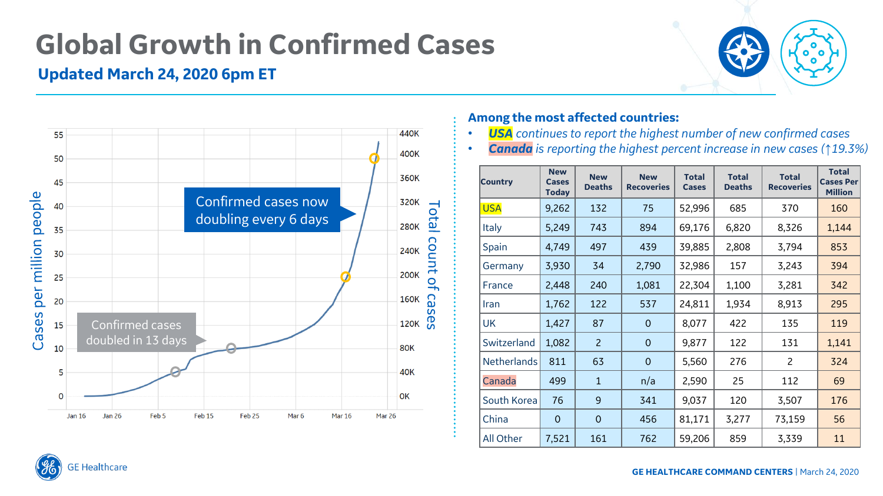# Global Growth in Confirmed Cases

## Updated March 24, 2020 6pm ET

Confirmed cases now doubling every 6 days

Confirmed cases doubled in 13 days

### Among the most affected countries:

- ***USA*** *continues to report the highest number of new confirmed cases*
- ***Canada*** *is reporting the highest percent increase in new cases (↑19.3%)*

| Country | New Cases Today | New Deaths | New Recoveries | Total Cases | Total Deaths | Total Recoveries | Total Cases Per Million |
|---|---|---|---|---|---|---|---|
| USA | 9,262 | 132 | 75 | 52,996 | 685 | 370 | 160 |
| Italy | 5,249 | 743 | 894 | 69,176 | 6,820 | 8,326 | 1,144 |
| Spain | 4,749 | 497 | 439 | 39,885 | 2,808 | 3,794 | 853 |
| Germany | 3,930 | 34 | 2,790 | 32,986 | 157 | 3,243 | 394 |
| France | 2,448 | 240 | 1,081 | 22,304 | 1,100 | 3,281 | 342 |
| Iran | 1,762 | 122 | 537 | 24,811 | 1,934 | 8,913 | 295 |
| UK | 1,427 | 87 | 0 | 8,077 | 422 | 135 | 119 |
| Switzerland | 1,082 | 2 | 0 | 9,877 | 122 | 131 | 1,141 |
| Netherlands | 811 | 63 | 0 | 5,560 | 276 | 2 | 324 |
| Canada | 499 | 1 | n/a | 2,590 | 25 | 112 | 69 |
| South Korea | 76 | 9 | 341 | 9,037 | 120 | 3,507 | 176 |
| China | 0 | 0 | 456 | 81,171 | 3,277 | 73,159 | 56 |
| All Other | 7,521 | 161 | 762 | 59,206 | 859 | 3,339 | 11 |

GE Healthcare

GE HEALTHCARE COMMAND CENTERS | March 24, 2020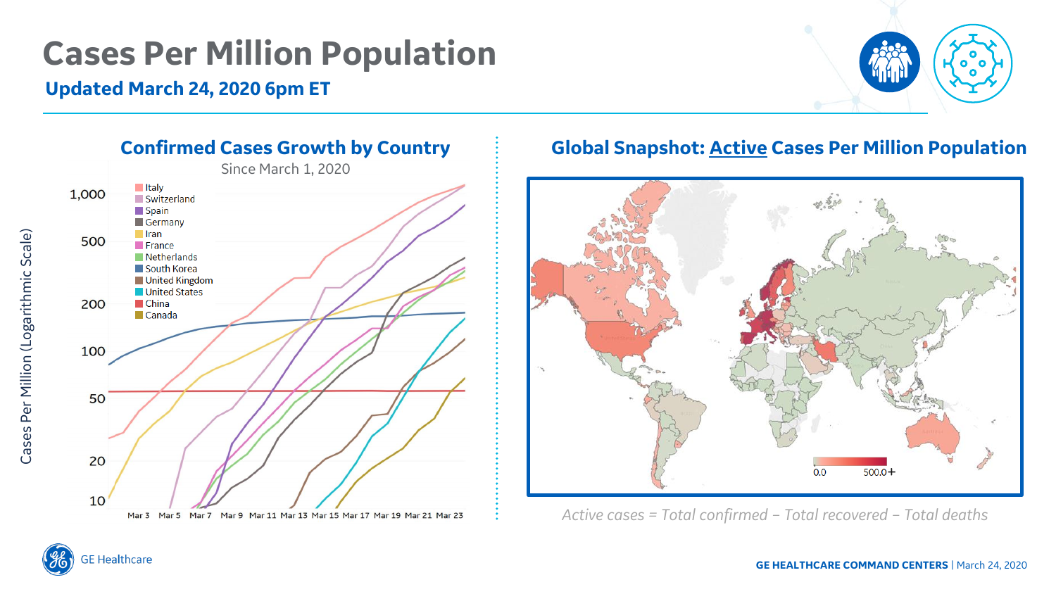# Cases Per Million Population

**Updated March 24, 2020 6pm ET**

## Confirmed Cases Growth by Country

Since March 1, 2020

Cases Per Million (Logarithmic Scale)

Italy, Switzerland, Spain, Germany, Iran, France, Netherlands, South Korea, United Kingdom, United States, China, Canada

## Global Snapshot: Active Cases Per Million Population

0.0 — 500.0+

*Active cases = Total confirmed − Total recovered − Total deaths*

GE Healthcare

**GE HEALTHCARE COMMAND CENTERS** | March 24, 2020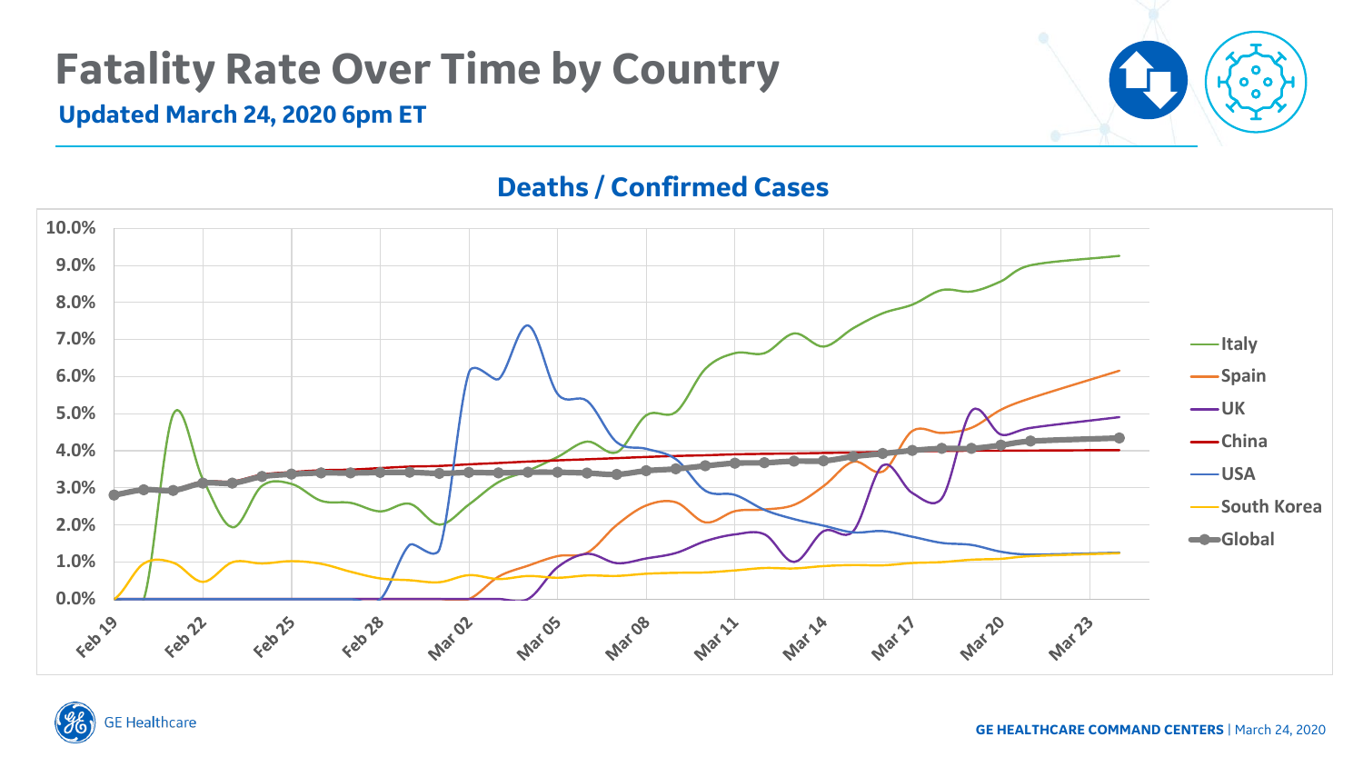# Fatality Rate Over Time by Country

**Updated March 24, 2020 6pm ET**

## Deaths / Confirmed Cases

GE Healthcare

**GE HEALTHCARE COMMAND CENTERS** | March 24, 2020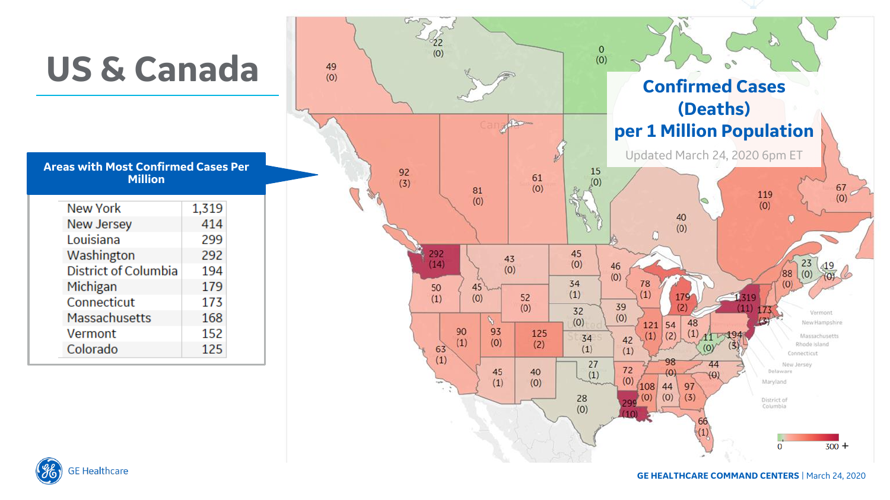# US & Canada

**Areas with Most Confirmed Cases Per Million**

| Area | Cases |
|---|---|
| New York | 1,319 |
| New Jersey | 414 |
| Louisiana | 299 |
| Washington | 292 |
| District of Columbia | 194 |
| Michigan | 179 |
| Connecticut | 173 |
| Massachusetts | 168 |
| Vermont | 152 |
| Colorado | 125 |

## Confirmed Cases (Deaths) per 1 Million Population

Updated March 24, 2020 6pm ET

| Area | Confirmed Cases per 1 Million | (Deaths) |
|---|---|---|
| Yukon | 49 | (0) |
| Northwest Territories | 22 | (0) |
| Nunavut | 0 | (0) |
| British Columbia | 92 | (3) |
| Alberta | 81 | (0) |
| Saskatchewan | 61 | (0) |
| Manitoba | 15 | (0) |
| Ontario | 40 | (0) |
| Quebec | 119 | (0) |
| Newfoundland and Labrador | 67 | (0) |
| New Brunswick | 88 | (0) |
| Prince Edward Island | 23 | (0) |
| Nova Scotia | 19 | (0) |
| Washington | 292 | (14) |
| Oregon | 50 | (1) |
| Idaho | 45 | (0) |
| Montana | 43 | (0) |
| Wyoming | 52 | (0) |
| North Dakota | 45 | (0) |
| South Dakota | 34 | (1) |
| Minnesota | 46 | (0) |
| Nebraska | 32 | (0) |
| Iowa | 39 | (0) |
| Wisconsin | 78 | (1) |
| Michigan | 179 | (2) |
| Nevada | 90 | (1) |
| Utah | 93 | (0) |
| Colorado | 125 | (2) |
| California | 63 | (1) |
| Kansas | 34 | (1) |
| Missouri | 42 | (1) |
| Illinois | 121 | (1) |
| Indiana | 54 | (2) |
| Ohio | 48 | (1) |
| West Virginia | 11 | (0) |
| New York | 1,319 | (11) |
| Massachusetts | 173 | (3) |
| Maryland | 194 | (3) |
| Arizona | 45 | (1) |
| New Mexico | 40 | (0) |
| Oklahoma | 27 | (1) |
| Texas | 28 | (0) |
| Arkansas | 72 | (0) |
| Louisiana | 299 | (10) |
| Mississippi | 108 | (0) |
| Alabama | 44 | (0) |
| Georgia | 97 | (3) |
| Tennessee | 98 | (0) |
| North Carolina | 44 | (0) |
| Florida | 66 | (1) |

Scale: 0 – 300 +

GE HEALTHCARE COMMAND CENTERS | March 24, 2020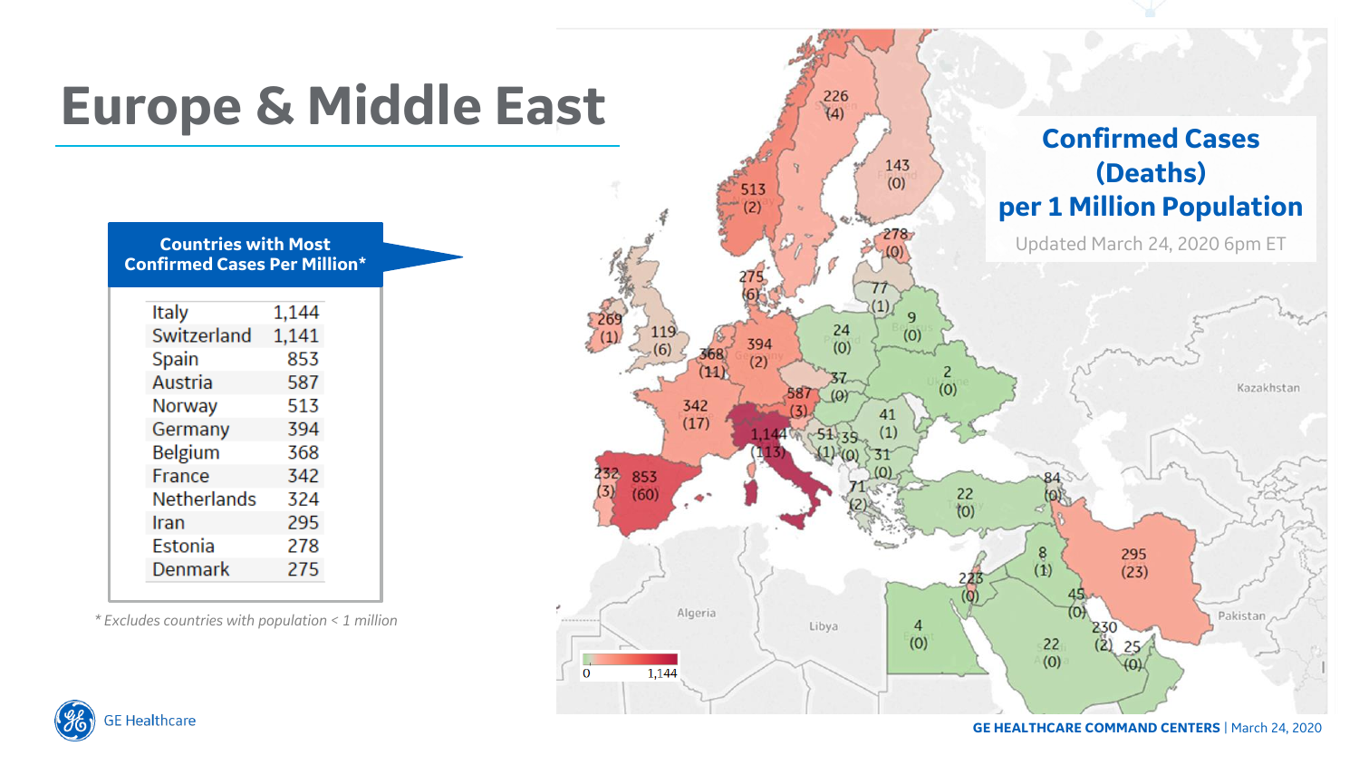# Europe & Middle East

**Countries with Most Confirmed Cases Per Million***

| Country | Cases |
|---|---|
| Italy | 1,144 |
| Switzerland | 1,141 |
| Spain | 853 |
| Austria | 587 |
| Norway | 513 |
| Germany | 394 |
| Belgium | 368 |
| France | 342 |
| Netherlands | 324 |
| Iran | 295 |
| Estonia | 278 |
| Denmark | 275 |

*\* Excludes countries with population < 1 million*

## Confirmed Cases (Deaths) per 1 Million Population

Updated March 24, 2020 6pm ET

| Value (Deaths) |
|---|
| 226 (4) |
| 143 (0) |
| 513 (2) |
| 278 (0) |
| 275 (6) |
| 77 (1) |
| 269 (1) |
| 119 (6) |
| 368 (11) |
| 394 (2) |
| 24 (0) |
| 9 (0) |
| 37 (0) |
| 2 (0) |
| 587 (3) |
| 342 (17) |
| 41 (1) |
| 1,144 (113) |
| 51 (1) |
| 35 (0) |
| 31 (0) |
| 232 (3) |
| 853 (60) |
| 71 (2) |
| 22 (0) |
| 84 (0) |
| 8 (1) |
| 295 (23) |
| 223 (0) |
| 45 (0) |
| 4 (0) |
| 230 (2) |
| 22 (0) |
| 25 (0) |

Scale: 0 – 1,144

Kazakhstan, Algeria, Libya, Pakistan

GE Healthcare

GE HEALTHCARE COMMAND CENTERS | March 24, 2020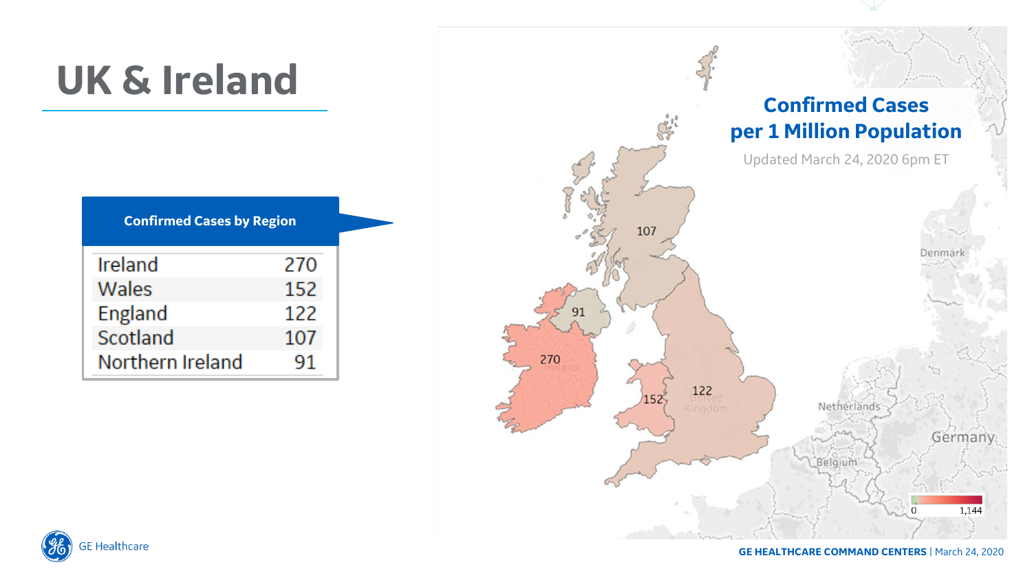# UK & Ireland

**Confirmed Cases by Region**

| Region | Cases |
| --- | --- |
| Ireland | 270 |
| Wales | 152 |
| England | 122 |
| Scotland | 107 |
| Northern Ireland | 91 |

## Confirmed Cases per 1 Million Population

Updated March 24, 2020 6pm ET

107

91

270
Ireland

152

122
United Kingdom

Denmark

Netherlands

Germany

Belgium

0 1,144

GE Healthcare

**GE HEALTHCARE COMMAND CENTERS** | March 24, 2020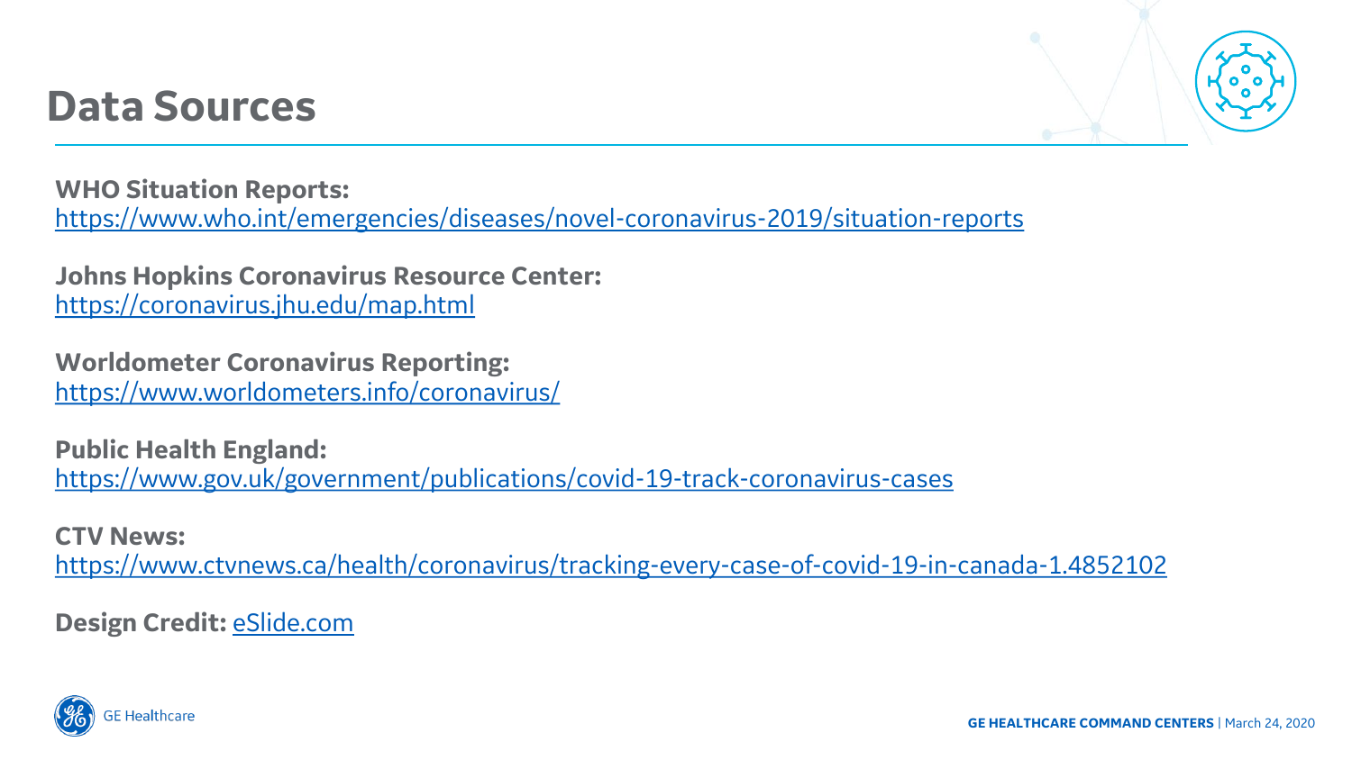# Data Sources

**WHO Situation Reports:**
https://www.who.int/emergencies/diseases/novel-coronavirus-2019/situation-reports

**Johns Hopkins Coronavirus Resource Center:**
https://coronavirus.jhu.edu/map.html

**Worldometer Coronavirus Reporting:**
https://www.worldometers.info/coronavirus/

**Public Health England:**
https://www.gov.uk/government/publications/covid-19-track-coronavirus-cases

**CTV News:**
https://www.ctvnews.ca/health/coronavirus/tracking-every-case-of-covid-19-in-canada-1.4852102

**Design Credit:** eSlide.com